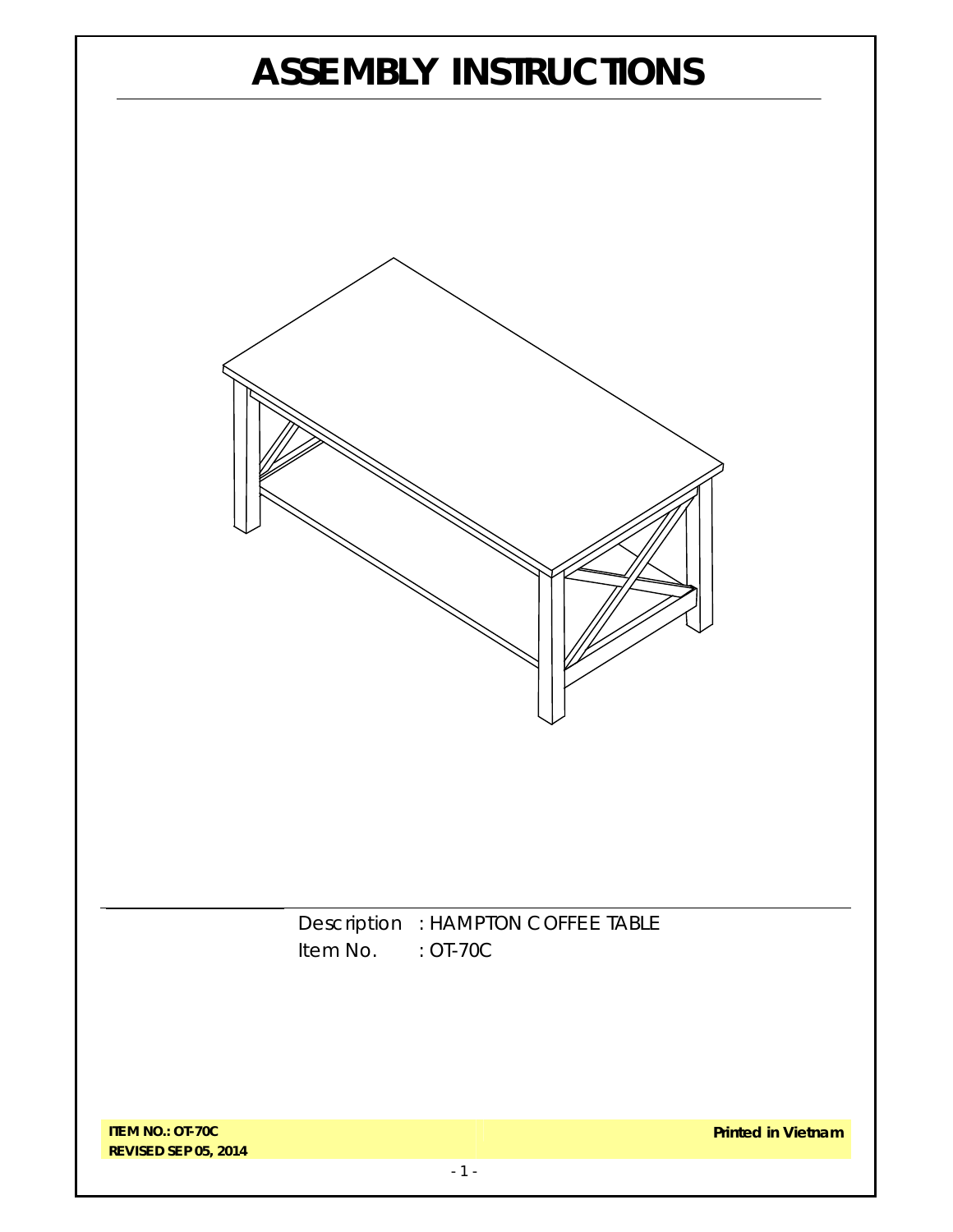# ASSEMBLY INSTRUCTIONS

Description : HAMPTON COFFEE TABLE
Item No. : OT-70C

**ITEM NO.: OT-70C**
**REVISED SEP 05, 2014**

**Printed in Vietnam**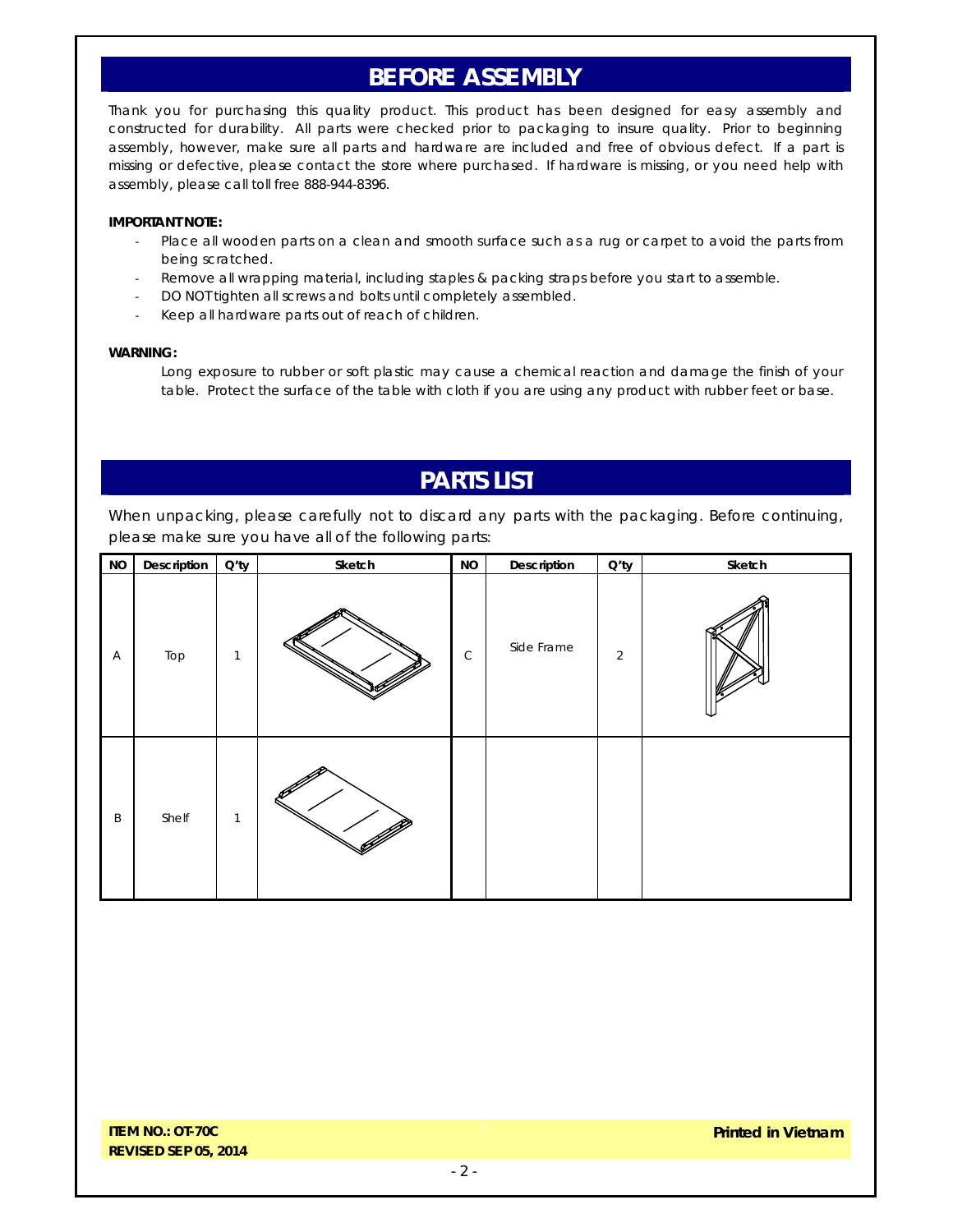## BEFORE ASSEMBLY

Thank you for purchasing this quality product. This product has been designed for easy assembly and constructed for durability. All parts were checked prior to packaging to insure quality. Prior to beginning assembly, however, make sure all parts and hardware are included and free of obvious defect. If a part is missing or defective, please contact the store where purchased. If hardware is missing, or you need help with assembly, please call toll free 888-944-8396.

**IMPORTANT NOTE:**

- Place all wooden parts on a clean and smooth surface such as a rug or carpet to avoid the parts from being scratched.
- Remove all wrapping material, including staples & packing straps before you start to assemble.
- DO NOT tighten all screws and bolts until completely assembled.
- Keep all hardware parts out of reach of children.

**WARNING:**

Long exposure to rubber or soft plastic may cause a chemical reaction and damage the finish of your table. Protect the surface of the table with cloth if you are using any product with rubber feet or base.

## PARTS LIST

When unpacking, please carefully not to discard any parts with the packaging. Before continuing, please make sure you have all of the following parts:

| NO | Description | Q'ty | Sketch | NO | Description | Q'ty | Sketch |
|---|---|---|---|---|---|---|---|
| A | Top | 1 | | C | Side Frame | 2 | |
| B | Shelf | 1 | | | | | |

**ITEM NO.: OT-70C**
**REVISED SEP 05, 2014**

**Printed in Vietnam**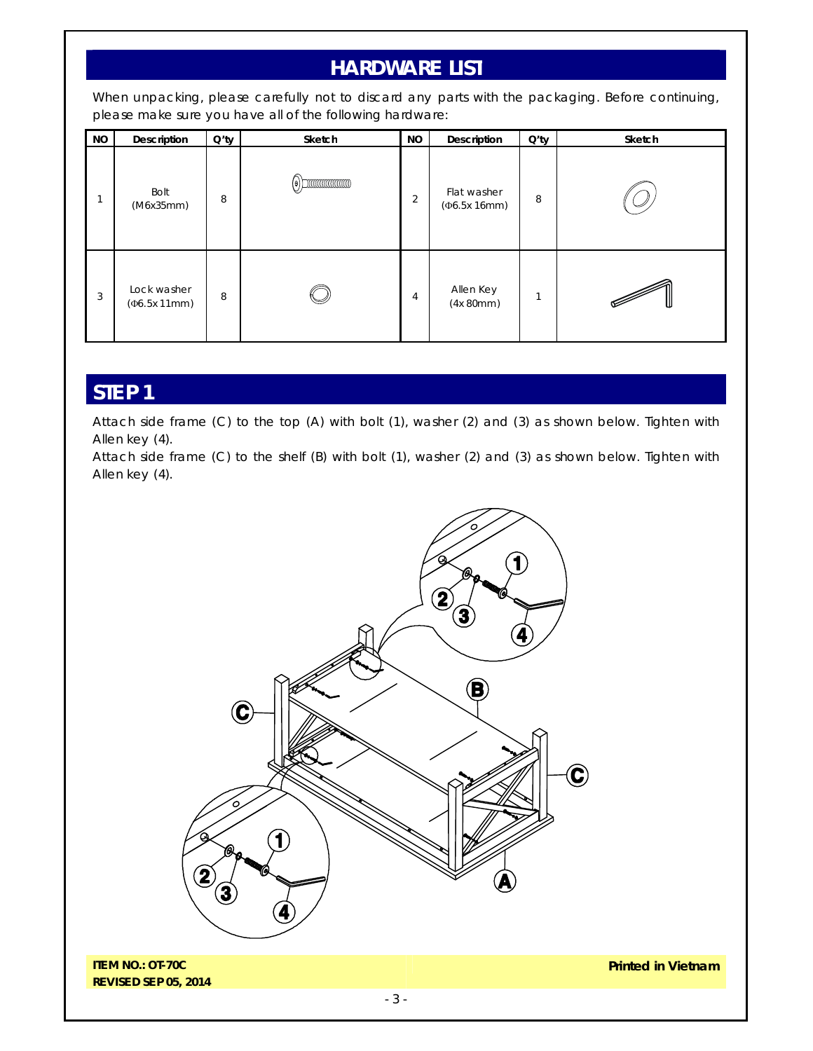## HARDWARE LIST

When unpacking, please carefully not to discard any parts with the packaging. Before continuing, please make sure you have all of the following hardware:

| NO | Description | Q'ty | Sketch | NO | Description | Q'ty | Sketch |
|---|---|---|---|---|---|---|---|
| 1 | Bolt (M6x35mm) | 8 | | 2 | Flat washer (Φ6.5x 16mm) | 8 | |
| 3 | Lock washer (Φ6.5x 11mm) | 8 | | 4 | Allen Key (4x 80mm) | 1 | |

## STEP 1

Attach side frame (C) to the top (A) with bolt (1), washer (2) and (3) as shown below. Tighten with Allen key (4).

Attach side frame (C) to the shelf (B) with bolt (1), washer (2) and (3) as shown below. Tighten with Allen key (4).

1
2
3
4
B
C
C
A
1
2
3
4

**ITEM NO.: OT-70C**
**REVISED SEP 05, 2014**

**Printed in Vietnam**